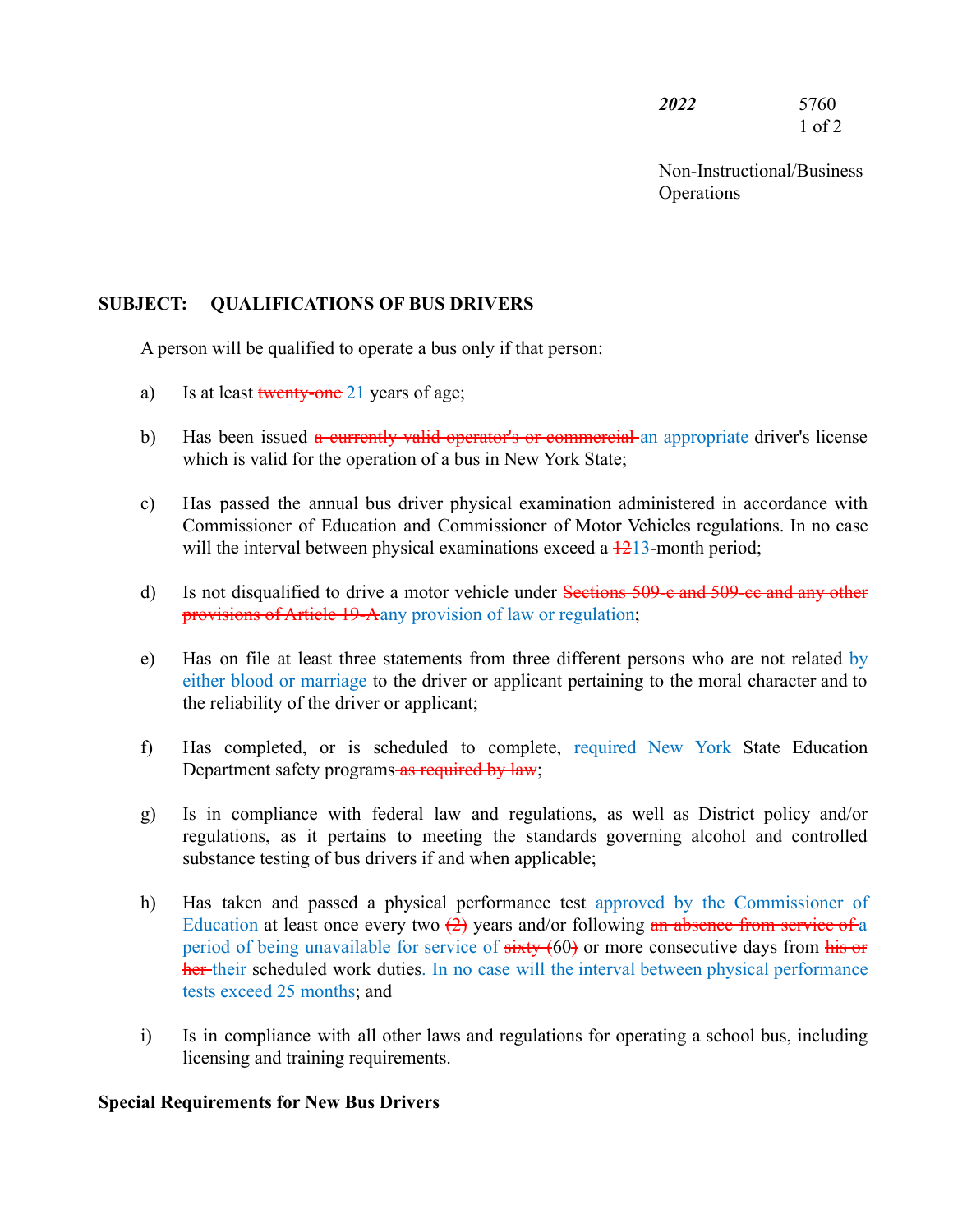***2022*** 5760

Non-Instructional/Business Operations

**SUBJECT: QUALIFICATIONS OF BUS DRIVERS**

A person will be qualified to operate a bus only if that person:

a) Is at least ~~twenty-one~~ 21 years of age;

b) Has been issued ~~a currently valid operator's or commercial~~ an appropriate driver's license which is valid for the operation of a bus in New York State;

c) Has passed the annual bus driver physical examination administered in accordance with Commissioner of Education and Commissioner of Motor Vehicles regulations. In no case will the interval between physical examinations exceed a ~~12~~13-month period;

d) Is not disqualified to drive a motor vehicle under ~~Sections 509-c and 509-cc and any other provisions of Article 19-A~~any provision of law or regulation;

e) Has on file at least three statements from three different persons who are not related by either blood or marriage to the driver or applicant pertaining to the moral character and to the reliability of the driver or applicant;

f) Has completed, or is scheduled to complete, required New York State Education Department safety programs~~ as required by law~~;

g) Is in compliance with federal law and regulations, as well as District policy and/or regulations, as it pertains to meeting the standards governing alcohol and controlled substance testing of bus drivers if and when applicable;

h) Has taken and passed a physical performance test approved by the Commissioner of Education at least once every two ~~(2)~~ years and/or following ~~an absence from service of~~ a period of being unavailable for service of ~~sixty (~~60~~)~~ or more consecutive days from ~~his or her~~ their scheduled work duties. In no case will the interval between physical performance tests exceed 25 months; and

i) Is in compliance with all other laws and regulations for operating a school bus, including licensing and training requirements.

**Special Requirements for New Bus Drivers**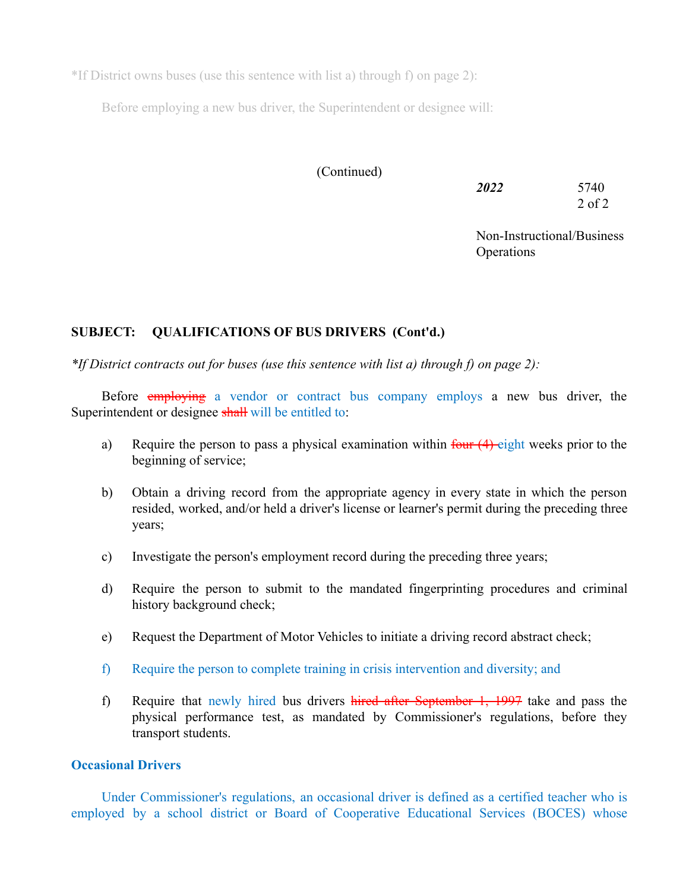*If District owns buses (use this sentence with list a) through f) on page 2):

Before employing a new bus driver, the Superintendent or designee will:

(Continued)

**SUBJECT: QUALIFICATIONS OF BUS DRIVERS (Cont'd.)**

*\*If District contracts out for buses (use this sentence with list a) through f) on page 2):*

Before ~~employing~~ a vendor or contract bus company employs a new bus driver, the Superintendent or designee ~~shall~~ will be entitled to:

a) Require the person to pass a physical examination within ~~four (4)~~ eight weeks prior to the beginning of service;

b) Obtain a driving record from the appropriate agency in every state in which the person resided, worked, and/or held a driver's license or learner's permit during the preceding three years;

c) Investigate the person's employment record during the preceding three years;

d) Require the person to submit to the mandated fingerprinting procedures and criminal history background check;

e) Request the Department of Motor Vehicles to initiate a driving record abstract check;

f) Require the person to complete training in crisis intervention and diversity; and

f) Require that newly hired bus drivers ~~hired after September 1, 1997~~ take and pass the physical performance test, as mandated by Commissioner's regulations, before they transport students.

**Occasional Drivers**

Under Commissioner's regulations, an occasional driver is defined as a certified teacher who is employed by a school district or Board of Cooperative Educational Services (BOCES) whose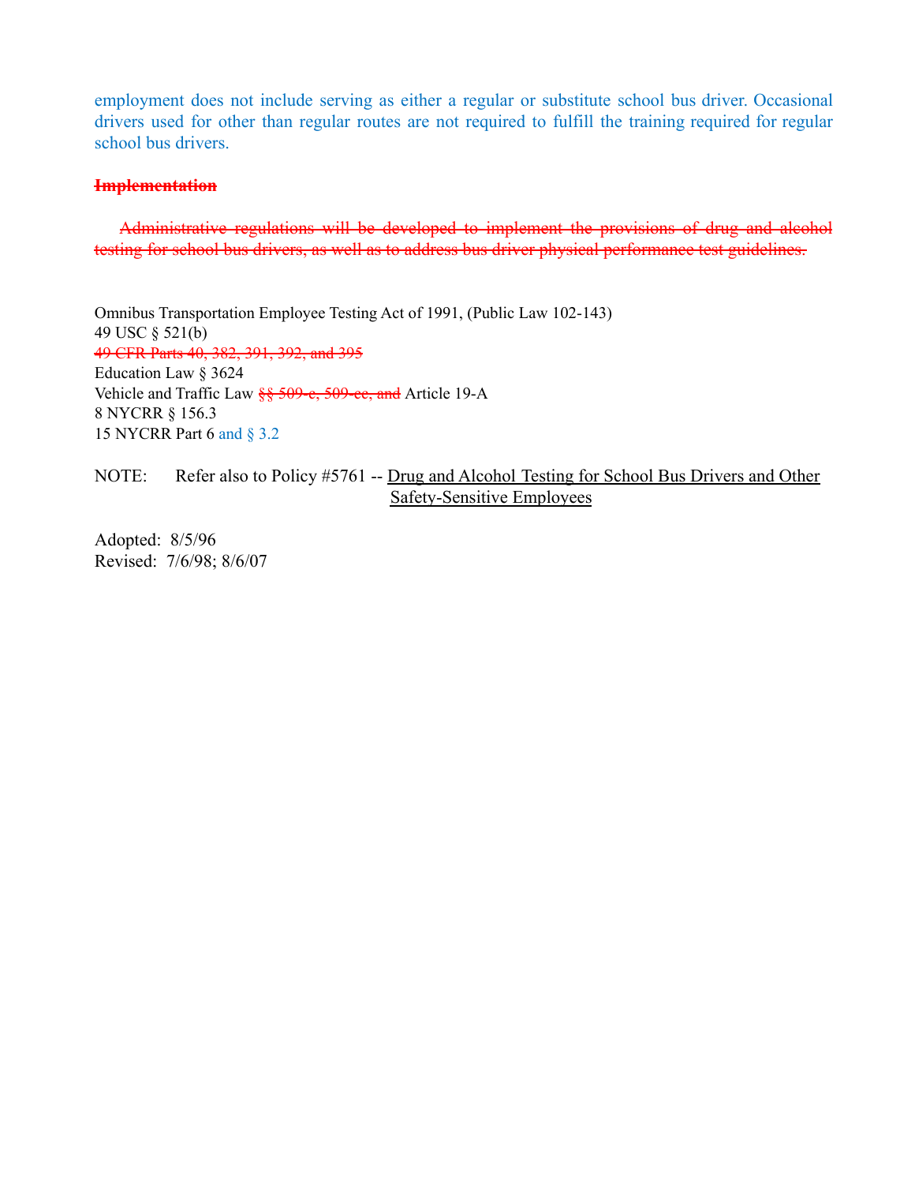employment does not include serving as either a regular or substitute school bus driver. Occasional drivers used for other than regular routes are not required to fulfill the training required for regular school bus drivers.

~~**Implementation**~~

~~Administrative regulations will be developed to implement the provisions of drug and alcohol testing for school bus drivers, as well as to address bus driver physical performance test guidelines.~~

Omnibus Transportation Employee Testing Act of 1991, (Public Law 102-143)
49 USC § 521(b)
~~49 CFR Parts 40, 382, 391, 392, and 395~~
Education Law § 3624
Vehicle and Traffic Law ~~§§ 509-c, 509-cc, and~~ Article 19-A
8 NYCRR § 156.3
15 NYCRR Part 6 and § 3.2

NOTE: Refer also to Policy #5761 -- Drug and Alcohol Testing for School Bus Drivers and Other Safety-Sensitive Employees

Adopted: 8/5/96
Revised: 7/6/98; 8/6/07